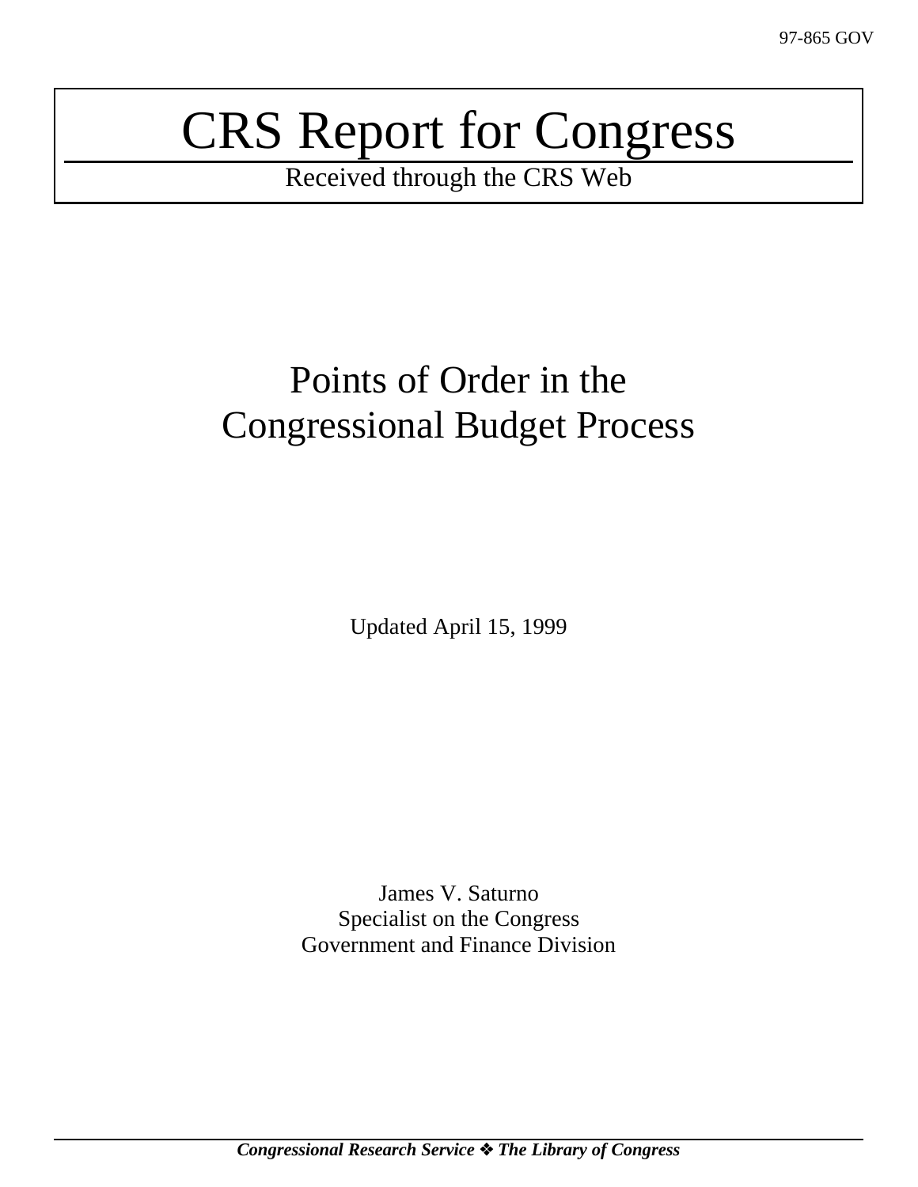97-865 GOV

# CRS Report for Congress

Received through the CRS Web

## Points of Order in the Congressional Budget Process

Updated April 15, 1999

James V. Saturno
Specialist on the Congress
Government and Finance Division

***Congressional Research Service ❖ The Library of Congress***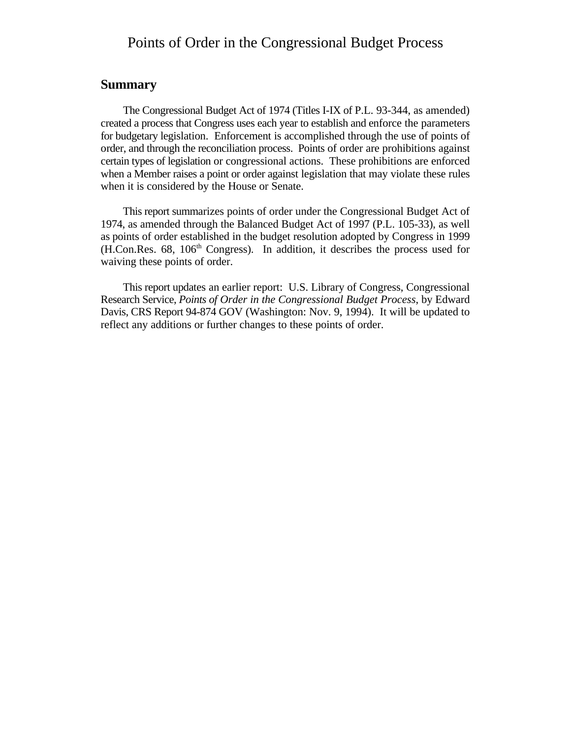# Points of Order in the Congressional Budget Process

## Summary

The Congressional Budget Act of 1974 (Titles I-IX of P.L. 93-344, as amended) created a process that Congress uses each year to establish and enforce the parameters for budgetary legislation. Enforcement is accomplished through the use of points of order, and through the reconciliation process. Points of order are prohibitions against certain types of legislation or congressional actions. These prohibitions are enforced when a Member raises a point or order against legislation that may violate these rules when it is considered by the House or Senate.

This report summarizes points of order under the Congressional Budget Act of 1974, as amended through the Balanced Budget Act of 1997 (P.L. 105-33), as well as points of order established in the budget resolution adopted by Congress in 1999 (H.Con.Res. 68, 106th Congress). In addition, it describes the process used for waiving these points of order.

This report updates an earlier report: U.S. Library of Congress, Congressional Research Service, *Points of Order in the Congressional Budget Process*, by Edward Davis, CRS Report 94-874 GOV (Washington: Nov. 9, 1994). It will be updated to reflect any additions or further changes to these points of order.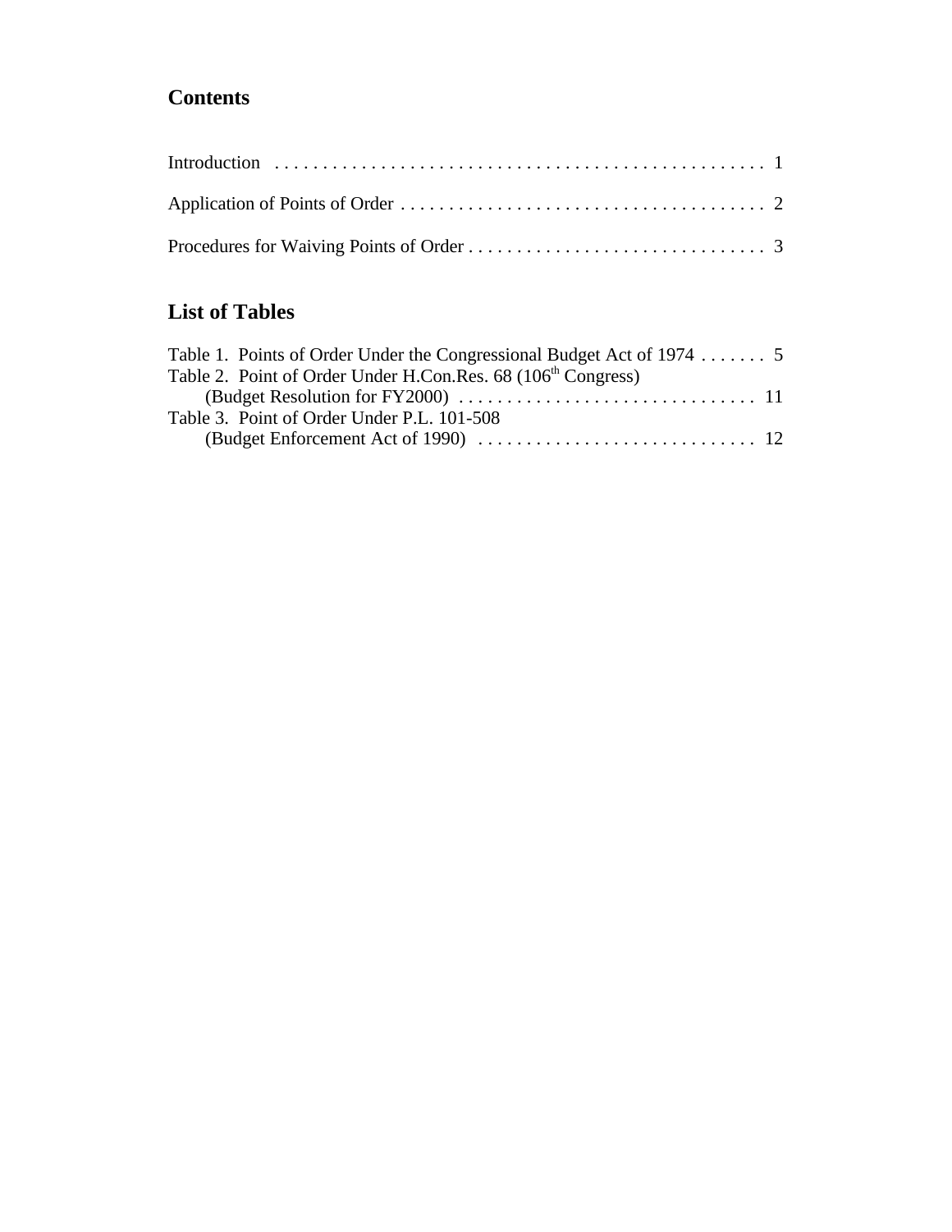## Contents

Introduction . . . . . . . . . . . . . . . . . . . . . . . . . . . . . . . . . . . . . . . . . . . . . . . . . . 1

Application of Points of Order . . . . . . . . . . . . . . . . . . . . . . . . . . . . . . . . . . . . . . 2

Procedures for Waiving Points of Order . . . . . . . . . . . . . . . . . . . . . . . . . . . . . . . 3

## List of Tables

Table 1. Points of Order Under the Congressional Budget Act of 1974 . . . . . . . 5
Table 2. Point of Order Under H.Con.Res. 68 (106th Congress)
(Budget Resolution for FY2000) . . . . . . . . . . . . . . . . . . . . . . . . . . . . . . . 11
Table 3. Point of Order Under P.L. 101-508
(Budget Enforcement Act of 1990) . . . . . . . . . . . . . . . . . . . . . . . . . . . . 12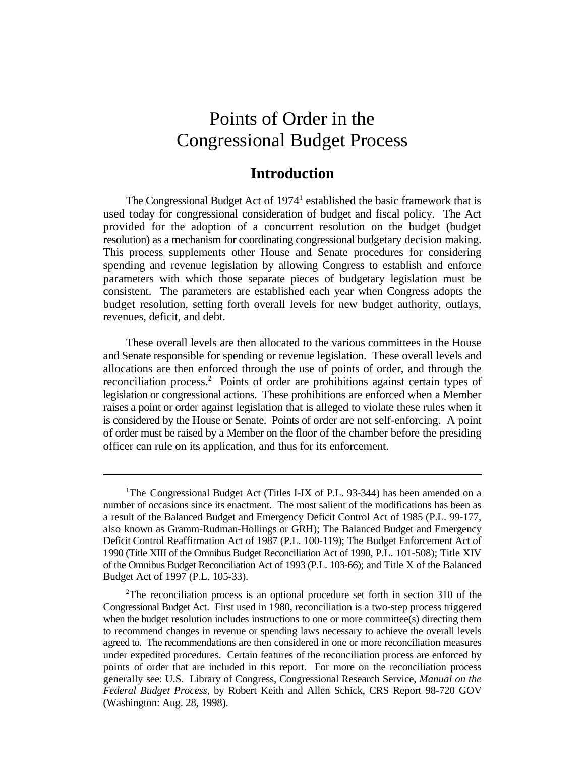# Points of Order in the Congressional Budget Process

## Introduction

The Congressional Budget Act of 1974[1] established the basic framework that is used today for congressional consideration of budget and fiscal policy. The Act provided for the adoption of a concurrent resolution on the budget (budget resolution) as a mechanism for coordinating congressional budgetary decision making. This process supplements other House and Senate procedures for considering spending and revenue legislation by allowing Congress to establish and enforce parameters with which those separate pieces of budgetary legislation must be consistent. The parameters are established each year when Congress adopts the budget resolution, setting forth overall levels for new budget authority, outlays, revenues, deficit, and debt.

These overall levels are then allocated to the various committees in the House and Senate responsible for spending or revenue legislation. These overall levels and allocations are then enforced through the use of points of order, and through the reconciliation process.[2] Points of order are prohibitions against certain types of legislation or congressional actions. These prohibitions are enforced when a Member raises a point or order against legislation that is alleged to violate these rules when it is considered by the House or Senate. Points of order are not self-enforcing. A point of order must be raised by a Member on the floor of the chamber before the presiding officer can rule on its application, and thus for its enforcement.

---

[1] The Congressional Budget Act (Titles I-IX of P.L. 93-344) has been amended on a number of occasions since its enactment. The most salient of the modifications has been as a result of the Balanced Budget and Emergency Deficit Control Act of 1985 (P.L. 99-177, also known as Gramm-Rudman-Hollings or GRH); The Balanced Budget and Emergency Deficit Control Reaffirmation Act of 1987 (P.L. 100-119); The Budget Enforcement Act of 1990 (Title XIII of the Omnibus Budget Reconciliation Act of 1990, P.L. 101-508); Title XIV of the Omnibus Budget Reconciliation Act of 1993 (P.L. 103-66); and Title X of the Balanced Budget Act of 1997 (P.L. 105-33).

[2] The reconciliation process is an optional procedure set forth in section 310 of the Congressional Budget Act. First used in 1980, reconciliation is a two-step process triggered when the budget resolution includes instructions to one or more committee(s) directing them to recommend changes in revenue or spending laws necessary to achieve the overall levels agreed to. The recommendations are then considered in one or more reconciliation measures under expedited procedures. Certain features of the reconciliation process are enforced by points of order that are included in this report. For more on the reconciliation process generally see: U.S. Library of Congress, Congressional Research Service, *Manual on the Federal Budget Process*, by Robert Keith and Allen Schick, CRS Report 98-720 GOV (Washington: Aug. 28, 1998).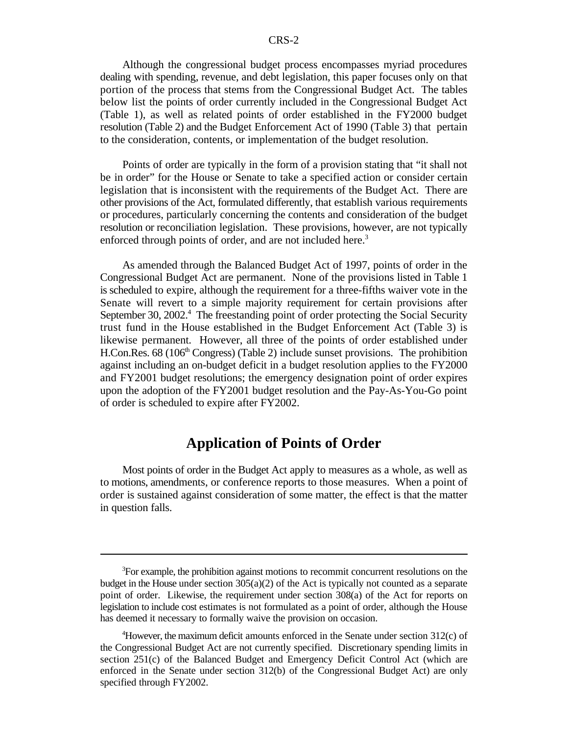Although the congressional budget process encompasses myriad procedures dealing with spending, revenue, and debt legislation, this paper focuses only on that portion of the process that stems from the Congressional Budget Act. The tables below list the points of order currently included in the Congressional Budget Act (Table 1), as well as related points of order established in the FY2000 budget resolution (Table 2) and the Budget Enforcement Act of 1990 (Table 3) that pertain to the consideration, contents, or implementation of the budget resolution.

Points of order are typically in the form of a provision stating that "it shall not be in order" for the House or Senate to take a specified action or consider certain legislation that is inconsistent with the requirements of the Budget Act. There are other provisions of the Act, formulated differently, that establish various requirements or procedures, particularly concerning the contents and consideration of the budget resolution or reconciliation legislation. These provisions, however, are not typically enforced through points of order, and are not included here.[3]

As amended through the Balanced Budget Act of 1997, points of order in the Congressional Budget Act are permanent. None of the provisions listed in Table 1 is scheduled to expire, although the requirement for a three-fifths waiver vote in the Senate will revert to a simple majority requirement for certain provisions after September 30, 2002.[4] The freestanding point of order protecting the Social Security trust fund in the House established in the Budget Enforcement Act (Table 3) is likewise permanent. However, all three of the points of order established under H.Con.Res. 68 (106th Congress) (Table 2) include sunset provisions. The prohibition against including an on-budget deficit in a budget resolution applies to the FY2000 and FY2001 budget resolutions; the emergency designation point of order expires upon the adoption of the FY2001 budget resolution and the Pay-As-You-Go point of order is scheduled to expire after FY2002.

## Application of Points of Order

Most points of order in the Budget Act apply to measures as a whole, as well as to motions, amendments, or conference reports to those measures. When a point of order is sustained against consideration of some matter, the effect is that the matter in question falls.

---

[3] For example, the prohibition against motions to recommit concurrent resolutions on the budget in the House under section 305(a)(2) of the Act is typically not counted as a separate point of order. Likewise, the requirement under section 308(a) of the Act for reports on legislation to include cost estimates is not formulated as a point of order, although the House has deemed it necessary to formally waive the provision on occasion.

[4] However, the maximum deficit amounts enforced in the Senate under section 312(c) of the Congressional Budget Act are not currently specified. Discretionary spending limits in section 251(c) of the Balanced Budget and Emergency Deficit Control Act (which are enforced in the Senate under section 312(b) of the Congressional Budget Act) are only specified through FY2002.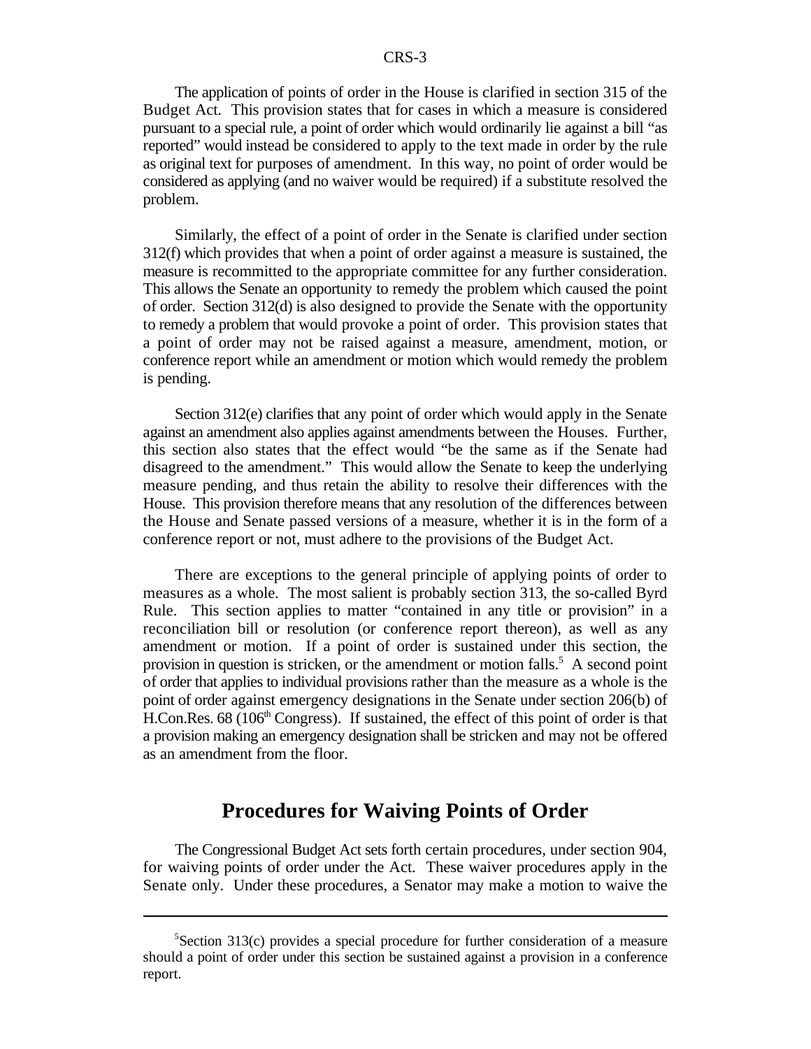The application of points of order in the House is clarified in section 315 of the Budget Act. This provision states that for cases in which a measure is considered pursuant to a special rule, a point of order which would ordinarily lie against a bill "as reported" would instead be considered to apply to the text made in order by the rule as original text for purposes of amendment. In this way, no point of order would be considered as applying (and no waiver would be required) if a substitute resolved the problem.

Similarly, the effect of a point of order in the Senate is clarified under section 312(f) which provides that when a point of order against a measure is sustained, the measure is recommitted to the appropriate committee for any further consideration. This allows the Senate an opportunity to remedy the problem which caused the point of order. Section 312(d) is also designed to provide the Senate with the opportunity to remedy a problem that would provoke a point of order. This provision states that a point of order may not be raised against a measure, amendment, motion, or conference report while an amendment or motion which would remedy the problem is pending.

Section 312(e) clarifies that any point of order which would apply in the Senate against an amendment also applies against amendments between the Houses. Further, this section also states that the effect would "be the same as if the Senate had disagreed to the amendment." This would allow the Senate to keep the underlying measure pending, and thus retain the ability to resolve their differences with the House. This provision therefore means that any resolution of the differences between the House and Senate passed versions of a measure, whether it is in the form of a conference report or not, must adhere to the provisions of the Budget Act.

There are exceptions to the general principle of applying points of order to measures as a whole. The most salient is probably section 313, the so-called Byrd Rule. This section applies to matter "contained in any title or provision" in a reconciliation bill or resolution (or conference report thereon), as well as any amendment or motion. If a point of order is sustained under this section, the provision in question is stricken, or the amendment or motion falls.[5] A second point of order that applies to individual provisions rather than the measure as a whole is the point of order against emergency designations in the Senate under section 206(b) of H.Con.Res. 68 (106th Congress). If sustained, the effect of this point of order is that a provision making an emergency designation shall be stricken and may not be offered as an amendment from the floor.

## Procedures for Waiving Points of Order

The Congressional Budget Act sets forth certain procedures, under section 904, for waiving points of order under the Act. These waiver procedures apply in the Senate only. Under these procedures, a Senator may make a motion to waive the

---

[5]Section 313(c) provides a special procedure for further consideration of a measure should a point of order under this section be sustained against a provision in a conference report.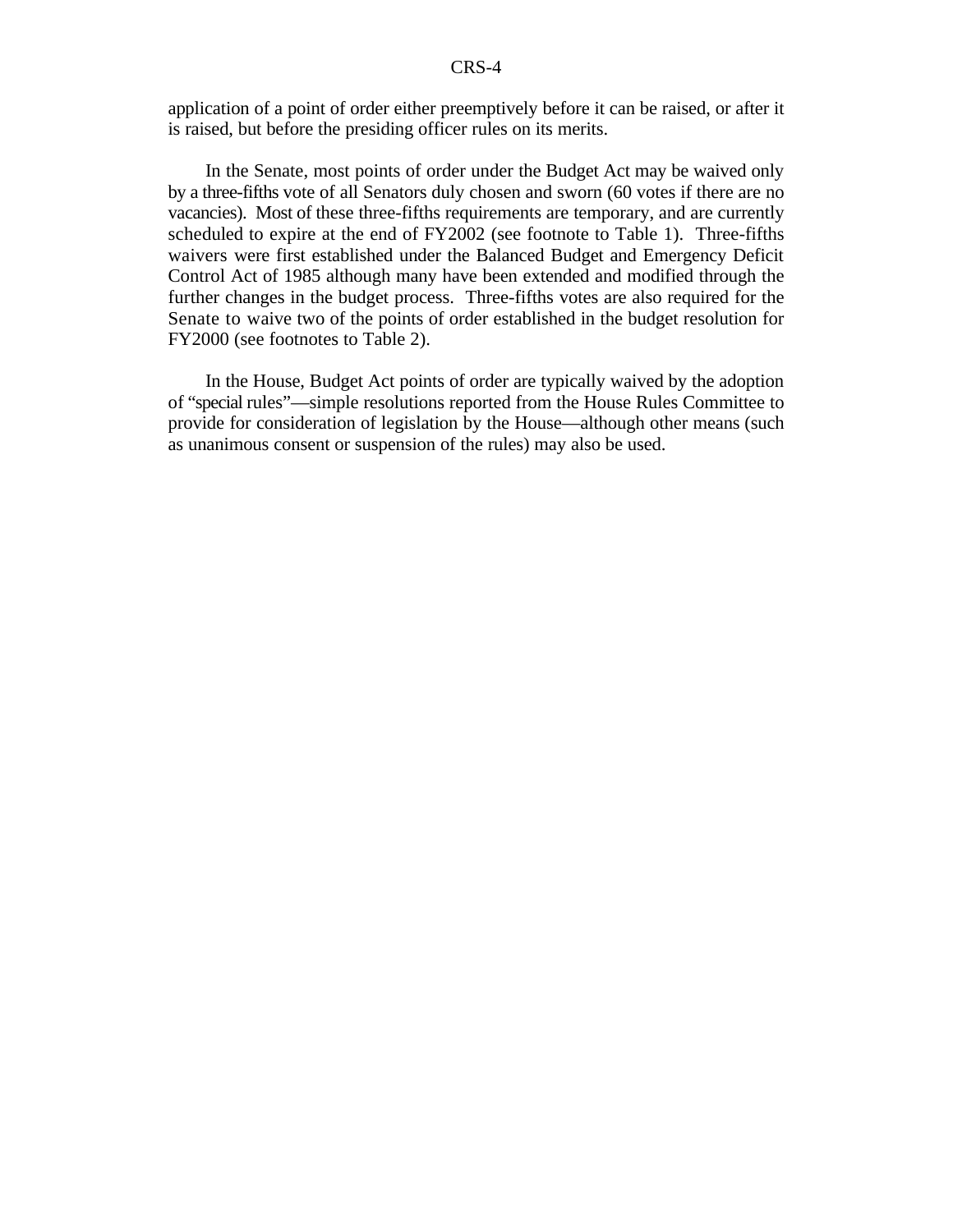application of a point of order either preemptively before it can be raised, or after it is raised, but before the presiding officer rules on its merits.

In the Senate, most points of order under the Budget Act may be waived only by a three-fifths vote of all Senators duly chosen and sworn (60 votes if there are no vacancies). Most of these three-fifths requirements are temporary, and are currently scheduled to expire at the end of FY2002 (see footnote to Table 1). Three-fifths waivers were first established under the Balanced Budget and Emergency Deficit Control Act of 1985 although many have been extended and modified through the further changes in the budget process. Three-fifths votes are also required for the Senate to waive two of the points of order established in the budget resolution for FY2000 (see footnotes to Table 2).

In the House, Budget Act points of order are typically waived by the adoption of "special rules"—simple resolutions reported from the House Rules Committee to provide for consideration of legislation by the House—although other means (such as unanimous consent or suspension of the rules) may also be used.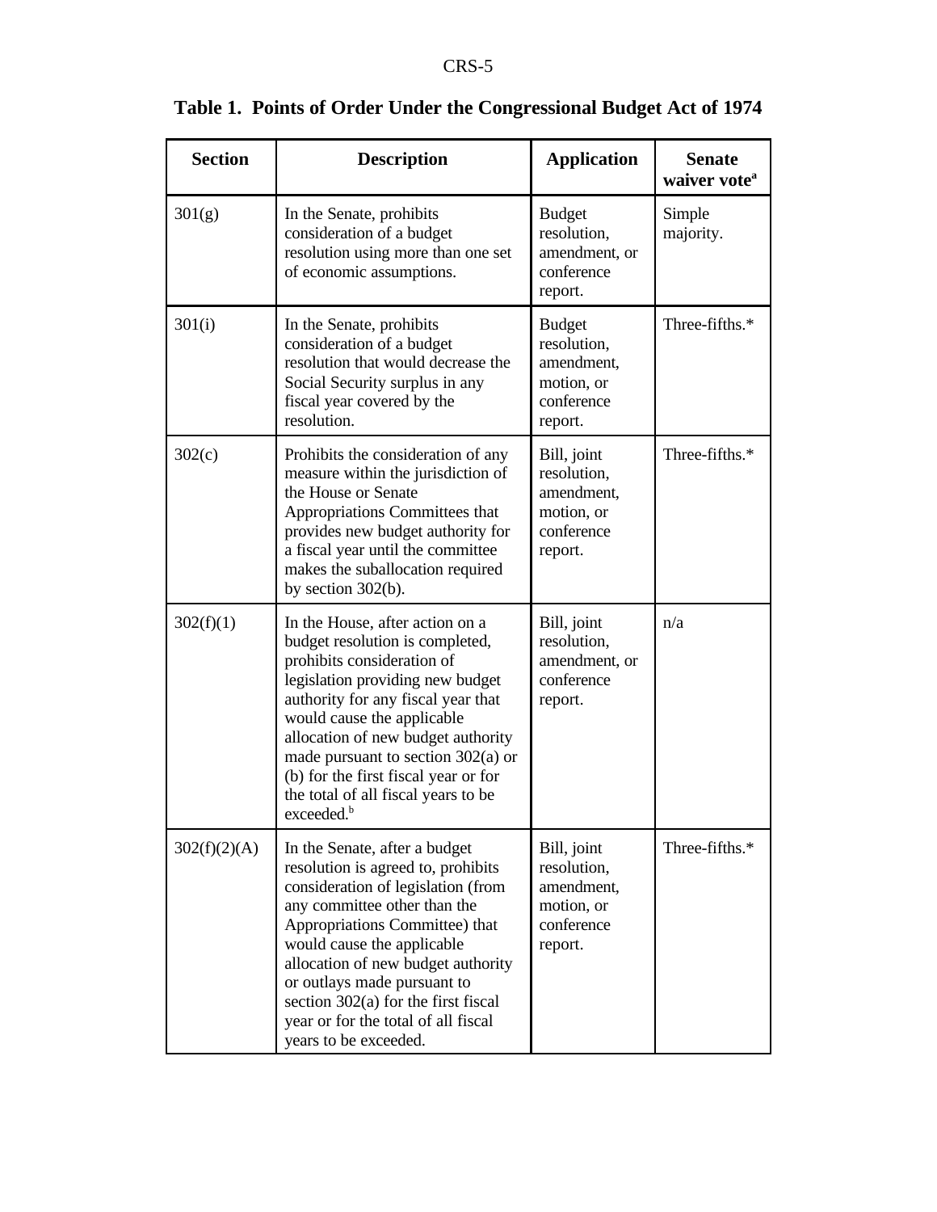**Table 1. Points of Order Under the Congressional Budget Act of 1974**

| Section | Description | Application | Senate waiver vote[a] |
|---|---|---|---|
| 301(g) | In the Senate, prohibits consideration of a budget resolution using more than one set of economic assumptions. | Budget resolution, amendment, or conference report. | Simple majority. |
| 301(i) | In the Senate, prohibits consideration of a budget resolution that would decrease the Social Security surplus in any fiscal year covered by the resolution. | Budget resolution, amendment, motion, or conference report. | Three-fifths.* |
| 302(c) | Prohibits the consideration of any measure within the jurisdiction of the House or Senate Appropriations Committees that provides new budget authority for a fiscal year until the committee makes the suballocation required by section 302(b). | Bill, joint resolution, amendment, motion, or conference report. | Three-fifths.* |
| 302(f)(1) | In the House, after action on a budget resolution is completed, prohibits consideration of legislation providing new budget authority for any fiscal year that would cause the applicable allocation of new budget authority made pursuant to section 302(a) or (b) for the first fiscal year or for the total of all fiscal years to be exceeded.[b] | Bill, joint resolution, amendment, or conference report. | n/a |
| 302(f)(2)(A) | In the Senate, after a budget resolution is agreed to, prohibits consideration of legislation (from any committee other than the Appropriations Committee) that would cause the applicable allocation of new budget authority or outlays made pursuant to section 302(a) for the first fiscal year or for the total of all fiscal years to be exceeded. | Bill, joint resolution, amendment, motion, or conference report. | Three-fifths.* |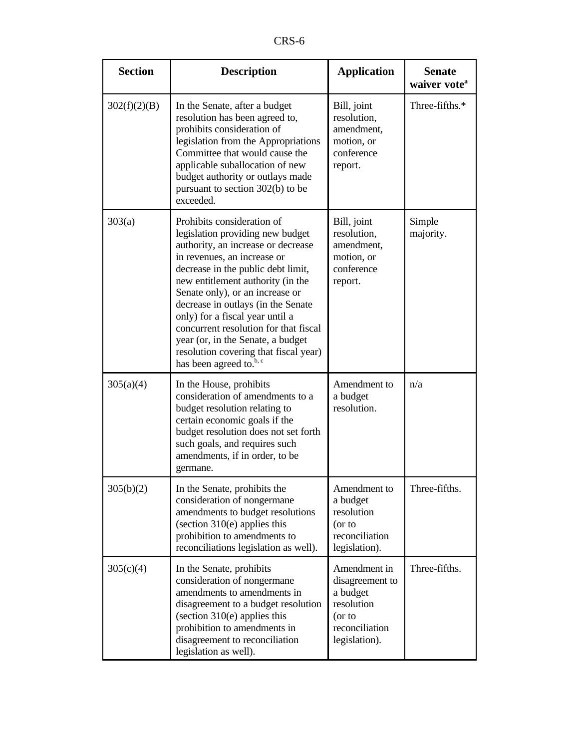| Section | Description | Application | Senate waiver vote[a] |
|---|---|---|---|
| 302(f)(2)(B) | In the Senate, after a budget resolution has been agreed to, prohibits consideration of legislation from the Appropriations Committee that would cause the applicable suballocation of new budget authority or outlays made pursuant to section 302(b) to be exceeded. | Bill, joint resolution, amendment, motion, or conference report. | Three-fifths.* |
| 303(a) | Prohibits consideration of legislation providing new budget authority, an increase or decrease in revenues, an increase or decrease in the public debt limit, new entitlement authority (in the Senate only), or an increase or decrease in outlays (in the Senate only) for a fiscal year until a concurrent resolution for that fiscal year (or, in the Senate, a budget resolution covering that fiscal year) has been agreed to.[b, c] | Bill, joint resolution, amendment, motion, or conference report. | Simple majority. |
| 305(a)(4) | In the House, prohibits consideration of amendments to a budget resolution relating to certain economic goals if the budget resolution does not set forth such goals, and requires such amendments, if in order, to be germane. | Amendment to a budget resolution. | n/a |
| 305(b)(2) | In the Senate, prohibits the consideration of nongermane amendments to budget resolutions (section 310(e) applies this prohibition to amendments to reconciliations legislation as well). | Amendment to a budget resolution (or to reconciliation legislation). | Three-fifths. |
| 305(c)(4) | In the Senate, prohibits consideration of nongermane amendments to amendments in disagreement to a budget resolution (section 310(e) applies this prohibition to amendments in disagreement to reconciliation legislation as well). | Amendment in disagreement to a budget resolution (or to reconciliation legislation). | Three-fifths. |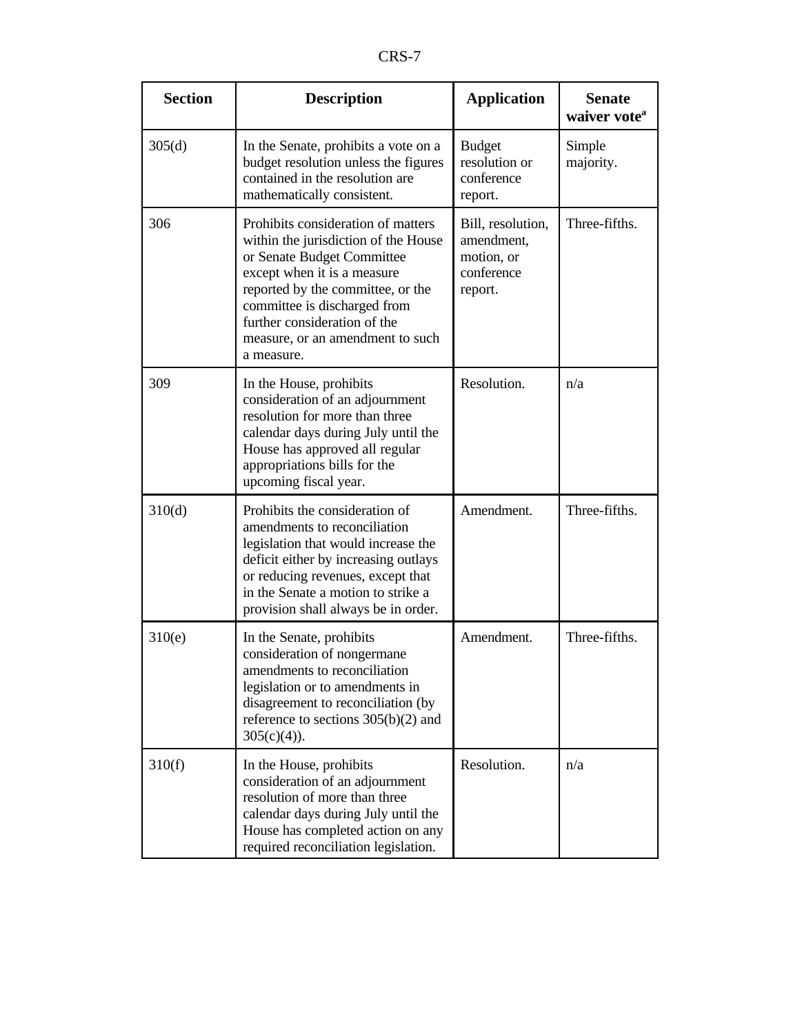| Section | Description | Application | Senate waiver vote[a] |
|---|---|---|---|
| 305(d) | In the Senate, prohibits a vote on a budget resolution unless the figures contained in the resolution are mathematically consistent. | Budget resolution or conference report. | Simple majority. |
| 306 | Prohibits consideration of matters within the jurisdiction of the House or Senate Budget Committee except when it is a measure reported by the committee, or the committee is discharged from further consideration of the measure, or an amendment to such a measure. | Bill, resolution, amendment, motion, or conference report. | Three-fifths. |
| 309 | In the House, prohibits consideration of an adjournment resolution for more than three calendar days during July until the House has approved all regular appropriations bills for the upcoming fiscal year. | Resolution. | n/a |
| 310(d) | Prohibits the consideration of amendments to reconciliation legislation that would increase the deficit either by increasing outlays or reducing revenues, except that in the Senate a motion to strike a provision shall always be in order. | Amendment. | Three-fifths. |
| 310(e) | In the Senate, prohibits consideration of nongermane amendments to reconciliation legislation or to amendments in disagreement to reconciliation (by reference to sections 305(b)(2) and 305(c)(4)). | Amendment. | Three-fifths. |
| 310(f) | In the House, prohibits consideration of an adjournment resolution of more than three calendar days during July until the House has completed action on any required reconciliation legislation. | Resolution. | n/a |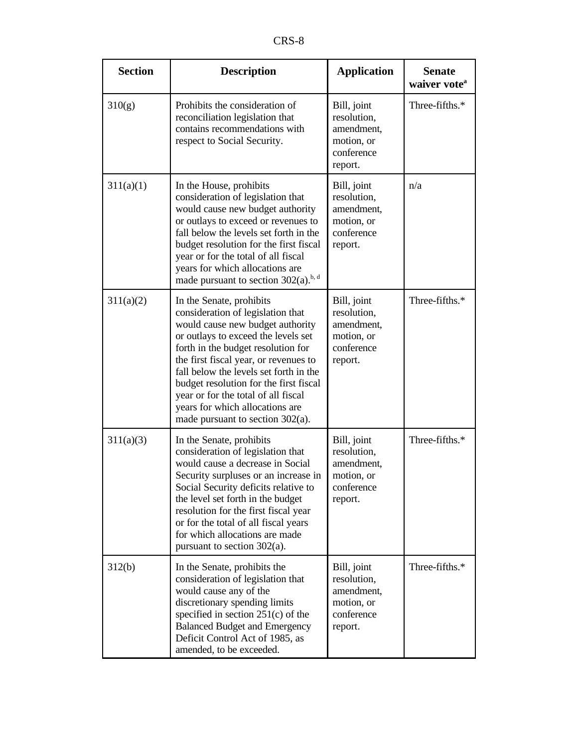| Section | Description | Application | Senate waiver vote[a] |
|---|---|---|---|
| 310(g) | Prohibits the consideration of reconciliation legislation that contains recommendations with respect to Social Security. | Bill, joint resolution, amendment, motion, or conference report. | Three-fifths.* |
| 311(a)(1) | In the House, prohibits consideration of legislation that would cause new budget authority or outlays to exceed or revenues to fall below the levels set forth in the budget resolution for the first fiscal year or for the total of all fiscal years for which allocations are made pursuant to section 302(a).[b, d] | Bill, joint resolution, amendment, motion, or conference report. | n/a |
| 311(a)(2) | In the Senate, prohibits consideration of legislation that would cause new budget authority or outlays to exceed the levels set forth in the budget resolution for the first fiscal year, or revenues to fall below the levels set forth in the budget resolution for the first fiscal year or for the total of all fiscal years for which allocations are made pursuant to section 302(a). | Bill, joint resolution, amendment, motion, or conference report. | Three-fifths.* |
| 311(a)(3) | In the Senate, prohibits consideration of legislation that would cause a decrease in Social Security surpluses or an increase in Social Security deficits relative to the level set forth in the budget resolution for the first fiscal year or for the total of all fiscal years for which allocations are made pursuant to section 302(a). | Bill, joint resolution, amendment, motion, or conference report. | Three-fifths.* |
| 312(b) | In the Senate, prohibits the consideration of legislation that would cause any of the discretionary spending limits specified in section 251(c) of the Balanced Budget and Emergency Deficit Control Act of 1985, as amended, to be exceeded. | Bill, joint resolution, amendment, motion, or conference report. | Three-fifths.* |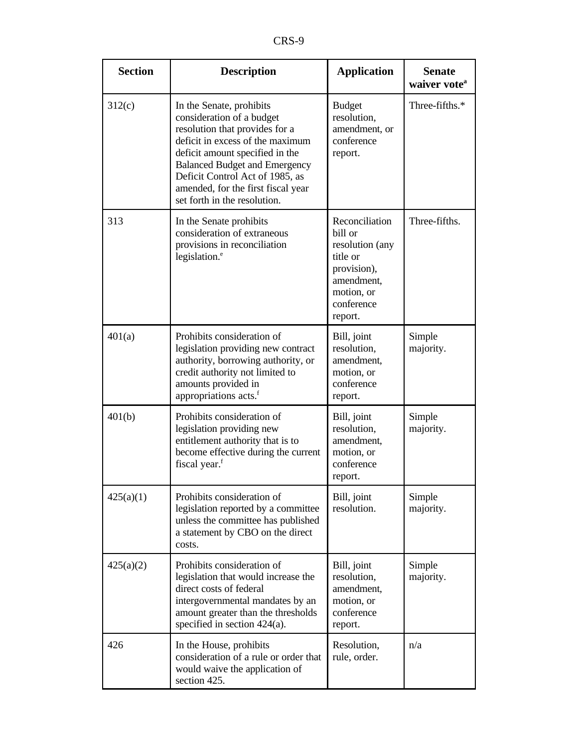| Section | Description | Application | Senate waiver vote[a] |
| --- | --- | --- | --- |
| 312(c) | In the Senate, prohibits consideration of a budget resolution that provides for a deficit in excess of the maximum deficit amount specified in the Balanced Budget and Emergency Deficit Control Act of 1985, as amended, for the first fiscal year set forth in the resolution. | Budget resolution, amendment, or conference report. | Three-fifths.* |
| 313 | In the Senate prohibits consideration of extraneous provisions in reconciliation legislation.[e] | Reconciliation bill or resolution (any title or provision), amendment, motion, or conference report. | Three-fifths. |
| 401(a) | Prohibits consideration of legislation providing new contract authority, borrowing authority, or credit authority not limited to amounts provided in appropriations acts.[f] | Bill, joint resolution, amendment, motion, or conference report. | Simple majority. |
| 401(b) | Prohibits consideration of legislation providing new entitlement authority that is to become effective during the current fiscal year.[f] | Bill, joint resolution, amendment, motion, or conference report. | Simple majority. |
| 425(a)(1) | Prohibits consideration of legislation reported by a committee unless the committee has published a statement by CBO on the direct costs. | Bill, joint resolution. | Simple majority. |
| 425(a)(2) | Prohibits consideration of legislation that would increase the direct costs of federal intergovernmental mandates by an amount greater than the thresholds specified in section 424(a). | Bill, joint resolution, amendment, motion, or conference report. | Simple majority. |
| 426 | In the House, prohibits consideration of a rule or order that would waive the application of section 425. | Resolution, rule, order. | n/a |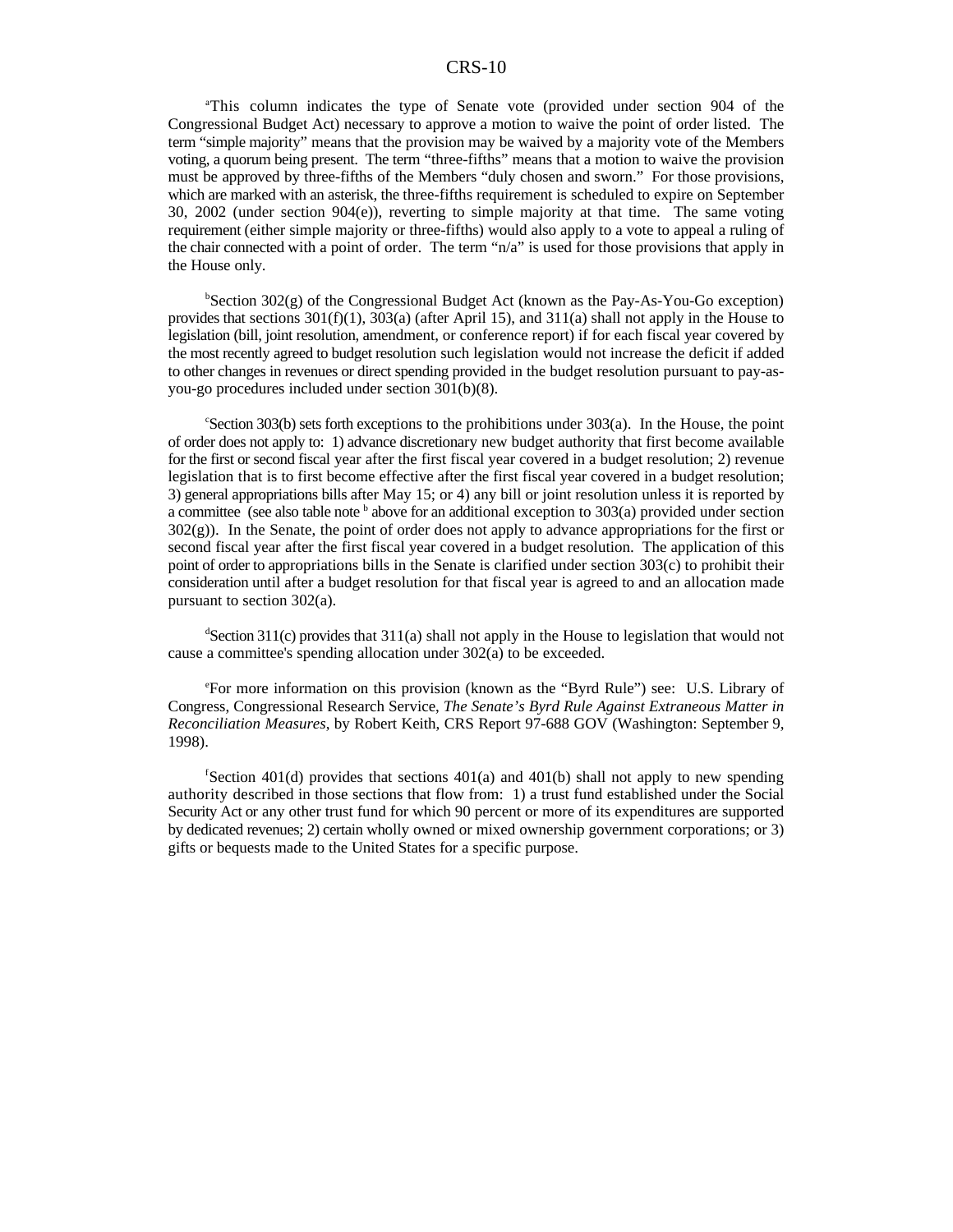[a]This column indicates the type of Senate vote (provided under section 904 of the Congressional Budget Act) necessary to approve a motion to waive the point of order listed. The term "simple majority" means that the provision may be waived by a majority vote of the Members voting, a quorum being present. The term "three-fifths" means that a motion to waive the provision must be approved by three-fifths of the Members "duly chosen and sworn." For those provisions, which are marked with an asterisk, the three-fifths requirement is scheduled to expire on September 30, 2002 (under section 904(e)), reverting to simple majority at that time. The same voting requirement (either simple majority or three-fifths) would also apply to a vote to appeal a ruling of the chair connected with a point of order. The term "n/a" is used for those provisions that apply in the House only.

[b]Section 302(g) of the Congressional Budget Act (known as the Pay-As-You-Go exception) provides that sections 301(f)(1), 303(a) (after April 15), and 311(a) shall not apply in the House to legislation (bill, joint resolution, amendment, or conference report) if for each fiscal year covered by the most recently agreed to budget resolution such legislation would not increase the deficit if added to other changes in revenues or direct spending provided in the budget resolution pursuant to pay-as-you-go procedures included under section 301(b)(8).

[c]Section 303(b) sets forth exceptions to the prohibitions under 303(a). In the House, the point of order does not apply to: 1) advance discretionary new budget authority that first become available for the first or second fiscal year after the first fiscal year covered in a budget resolution; 2) revenue legislation that is to first become effective after the first fiscal year covered in a budget resolution; 3) general appropriations bills after May 15; or 4) any bill or joint resolution unless it is reported by a committee (see also table note [b] above for an additional exception to 303(a) provided under section 302(g)). In the Senate, the point of order does not apply to advance appropriations for the first or second fiscal year after the first fiscal year covered in a budget resolution. The application of this point of order to appropriations bills in the Senate is clarified under section 303(c) to prohibit their consideration until after a budget resolution for that fiscal year is agreed to and an allocation made pursuant to section 302(a).

[d]Section 311(c) provides that 311(a) shall not apply in the House to legislation that would not cause a committee's spending allocation under 302(a) to be exceeded.

[e]For more information on this provision (known as the "Byrd Rule") see: U.S. Library of Congress, Congressional Research Service, *The Senate's Byrd Rule Against Extraneous Matter in Reconciliation Measures*, by Robert Keith, CRS Report 97-688 GOV (Washington: September 9, 1998).

[f]Section 401(d) provides that sections 401(a) and 401(b) shall not apply to new spending authority described in those sections that flow from: 1) a trust fund established under the Social Security Act or any other trust fund for which 90 percent or more of its expenditures are supported by dedicated revenues; 2) certain wholly owned or mixed ownership government corporations; or 3) gifts or bequests made to the United States for a specific purpose.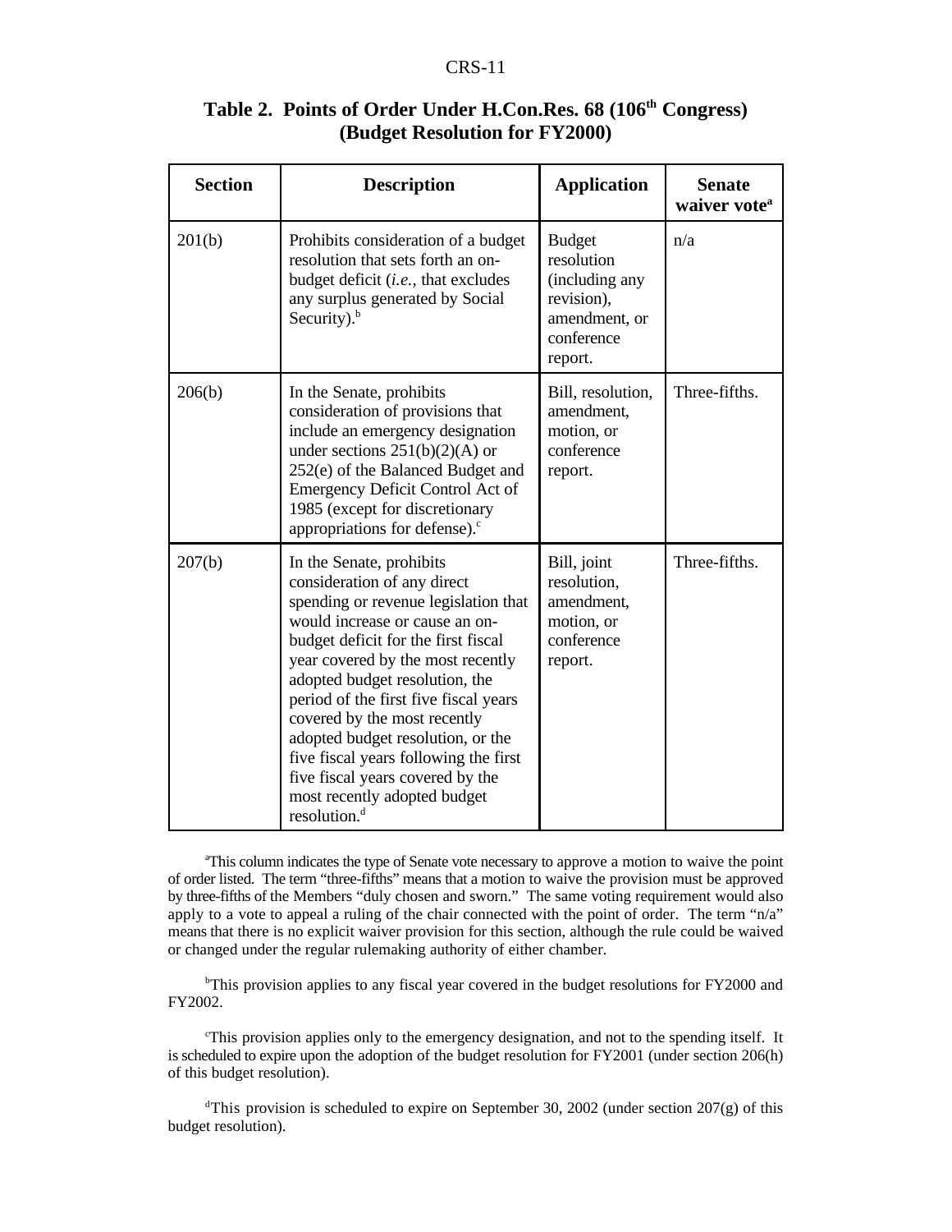## Table 2. Points of Order Under H.Con.Res. 68 (106th Congress) (Budget Resolution for FY2000)

| Section | Description | Application | Senate waiver vote[a] |
|---|---|---|---|
| 201(b) | Prohibits consideration of a budget resolution that sets forth an on-budget deficit (*i.e.*, that excludes any surplus generated by Social Security).[b] | Budget resolution (including any revision), amendment, or conference report. | n/a |
| 206(b) | In the Senate, prohibits consideration of provisions that include an emergency designation under sections 251(b)(2)(A) or 252(e) of the Balanced Budget and Emergency Deficit Control Act of 1985 (except for discretionary appropriations for defense).[c] | Bill, resolution, amendment, motion, or conference report. | Three-fifths. |
| 207(b) | In the Senate, prohibits consideration of any direct spending or revenue legislation that would increase or cause an on-budget deficit for the first fiscal year covered by the most recently adopted budget resolution, the period of the first five fiscal years covered by the most recently adopted budget resolution, or the five fiscal years following the first five fiscal years covered by the most recently adopted budget resolution.[d] | Bill, joint resolution, amendment, motion, or conference report. | Three-fifths. |

[a]This column indicates the type of Senate vote necessary to approve a motion to waive the point of order listed. The term "three-fifths" means that a motion to waive the provision must be approved by three-fifths of the Members "duly chosen and sworn." The same voting requirement would also apply to a vote to appeal a ruling of the chair connected with the point of order. The term "n/a" means that there is no explicit waiver provision for this section, although the rule could be waived or changed under the regular rulemaking authority of either chamber.

[b]This provision applies to any fiscal year covered in the budget resolutions for FY2000 and FY2002.

[c]This provision applies only to the emergency designation, and not to the spending itself. It is scheduled to expire upon the adoption of the budget resolution for FY2001 (under section 206(h) of this budget resolution).

[d]This provision is scheduled to expire on September 30, 2002 (under section 207(g) of this budget resolution).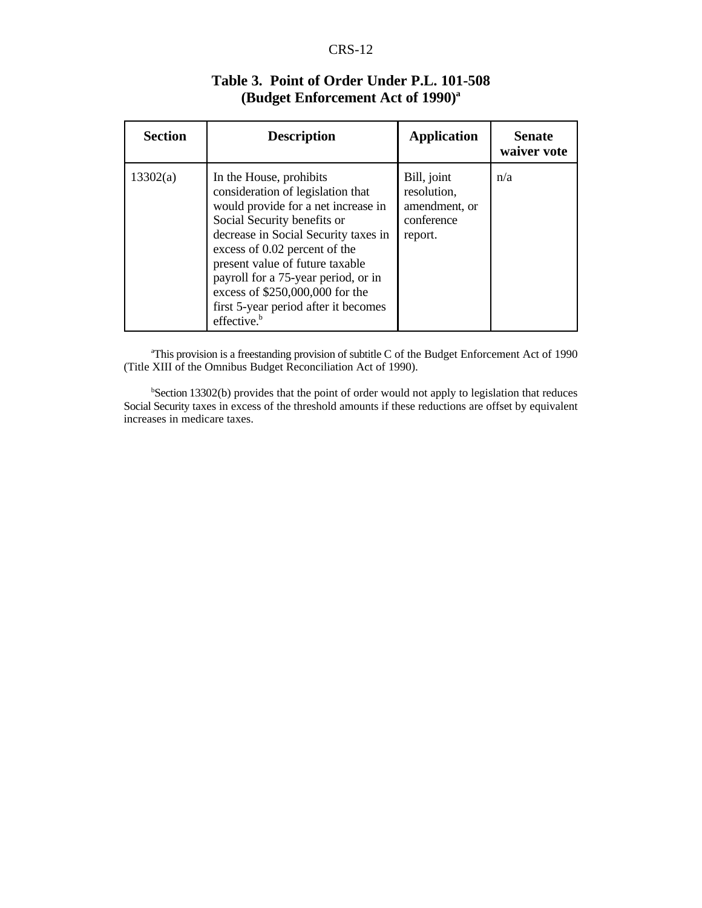**Table 3. Point of Order Under P.L. 101-508 (Budget Enforcement Act of 1990)[a]**

| Section | Description | Application | Senate waiver vote |
|---|---|---|---|
| 13302(a) | In the House, prohibits consideration of legislation that would provide for a net increase in Social Security benefits or decrease in Social Security taxes in excess of 0.02 percent of the present value of future taxable payroll for a 75-year period, or in excess of $250,000,000 for the first 5-year period after it becomes effective.[b] | Bill, joint resolution, amendment, or conference report. | n/a |

[a]This provision is a freestanding provision of subtitle C of the Budget Enforcement Act of 1990 (Title XIII of the Omnibus Budget Reconciliation Act of 1990).

[b]Section 13302(b) provides that the point of order would not apply to legislation that reduces Social Security taxes in excess of the threshold amounts if these reductions are offset by equivalent increases in medicare taxes.